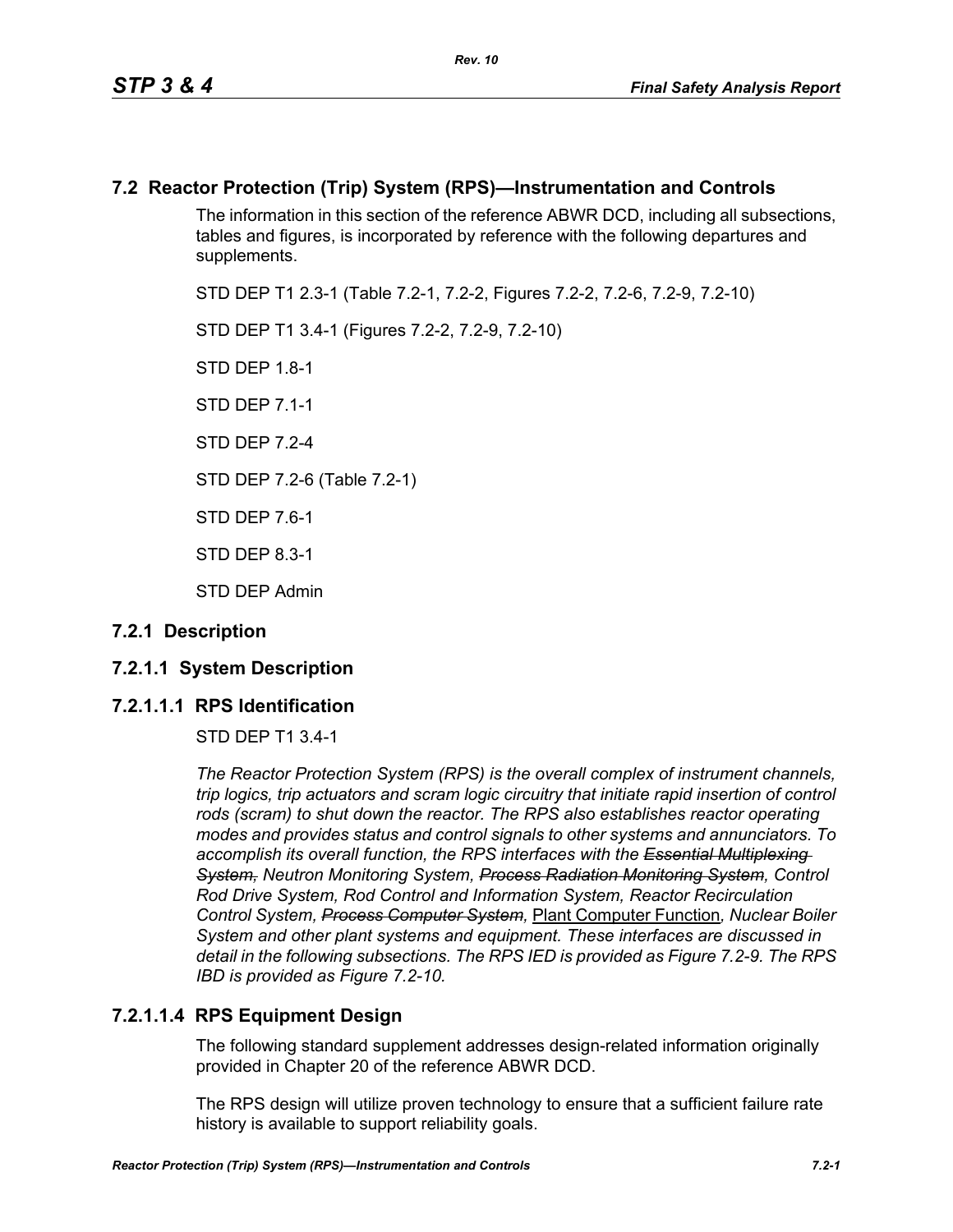## 7.2 Reactor Protection (Trip) System (RPS)—Instrumentation and Controls

The information in this section of the reference ABWR DCD, including all subsections, tables and figures, is incorporated by reference with the following departures and supplements.

STD DEP T1 2.3-1 (Table 7.2-1, 7.2-2, Figures 7.2-2, 7.2-6, 7.2-9, 7.2-10)

STD DEP T1 3.4-1 (Figures 7.2-2, 7.2-9, 7.2-10)

STD DEP 1.8-1

STD DEP 7.1-1

STD DEP 7.2-4

STD DEP 7.2-6 (Table 7.2-1)

STD DEP 7.6-1

STD DEP 8.3-1

STD DEP Admin

### 7.2.1 Description

### 7.2.1.1 System Description

### 7.2.1.1.1 RPS Identification

STD DEP T1 3.4-1

*The Reactor Protection System (RPS) is the overall complex of instrument channels, trip logics, trip actuators and scram logic circuitry that initiate rapid insertion of control rods (scram) to shut down the reactor. The RPS also establishes reactor operating modes and provides status and control signals to other systems and annunciators. To accomplish its overall function, the RPS interfaces with the ~~Essential Multiplexing System,~~ Neutron Monitoring System, ~~Process Radiation Monitoring System~~, Control Rod Drive System, Rod Control and Information System, Reactor Recirculation Control System, ~~Process Computer System~~,* Plant Computer Function*, Nuclear Boiler System and other plant systems and equipment. These interfaces are discussed in detail in the following subsections. The RPS IED is provided as Figure 7.2-9. The RPS IBD is provided as Figure 7.2-10.*

### 7.2.1.1.4 RPS Equipment Design

The following standard supplement addresses design-related information originally provided in Chapter 20 of the reference ABWR DCD.

The RPS design will utilize proven technology to ensure that a sufficient failure rate history is available to support reliability goals.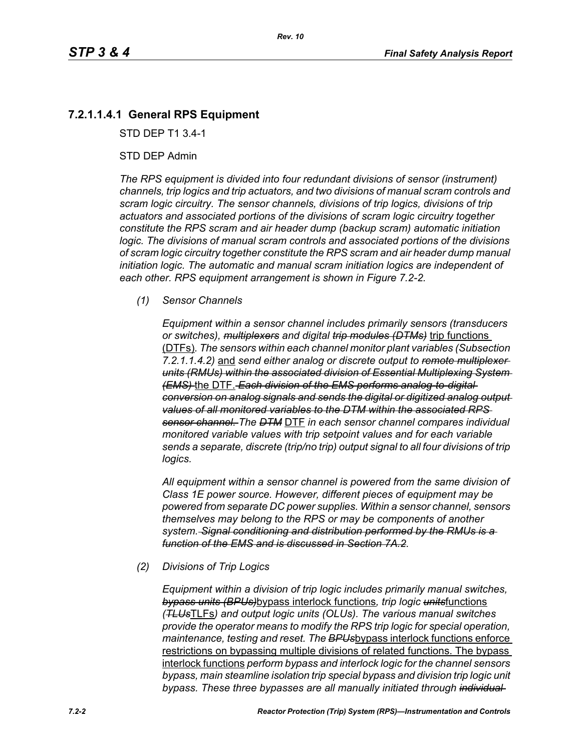### 7.2.1.1.4.1 General RPS Equipment

STD DEP T1 3.4-1

STD DEP Admin

*The RPS equipment is divided into four redundant divisions of sensor (instrument) channels, trip logics and trip actuators, and two divisions of manual scram controls and scram logic circuitry. The sensor channels, divisions of trip logics, divisions of trip actuators and associated portions of the divisions of scram logic circuitry together constitute the RPS scram and air header dump (backup scram) automatic initiation logic. The divisions of manual scram controls and associated portions of the divisions of scram logic circuitry together constitute the RPS scram and air header dump manual initiation logic. The automatic and manual scram initiation logics are independent of each other. RPS equipment arrangement is shown in Figure 7.2-2.*

*(1) Sensor Channels*

*Equipment within a sensor channel includes primarily sensors (transducers or switches), ~~multiplexers~~ and digital ~~trip modules (DTMs)~~* trip functions (DTFs)*. The sensors within each channel monitor plant variables (Subsection 7.2.1.1.4.2)* and *send either analog or discrete output to ~~remote multiplexer units (RMUs) within the associated division of Essential Multiplexing System (EMS)~~* the DTF. *~~Each division of the EMS performs analog-to-digital conversion on analog signals and sends the digital or digitized analog output values of all monitored variables to the DTM within the associated RPS sensor channel.~~ The ~~DTM~~* DTF *in each sensor channel compares individual monitored variable values with trip setpoint values and for each variable sends a separate, discrete (trip/no trip) output signal to all four divisions of trip logics.*

*All equipment within a sensor channel is powered from the same division of Class 1E power source. However, different pieces of equipment may be powered from separate DC power supplies. Within a sensor channel, sensors themselves may belong to the RPS or may be components of another system. ~~Signal conditioning and distribution performed by the RMUs is a function of the EMS and is discussed in Section 7A.2.~~*

*(2) Divisions of Trip Logics*

*Equipment within a division of trip logic includes primarily manual switches, ~~bypass units (BPUs)~~*bypass interlock functions*, trip logic ~~units~~*functions *(~~TLUs~~*TLFs*) and output logic units (OLUs). The various manual switches provide the operator means to modify the RPS trip logic for special operation, maintenance, testing and reset. The ~~BPUs~~*bypass interlock functions enforce restrictions on bypassing multiple divisions of related functions. The bypass interlock functions *perform bypass and interlock logic for the channel sensors bypass, main steamline isolation trip special bypass and division trip logic unit bypass. These three bypasses are all manually initiated through ~~individual~~*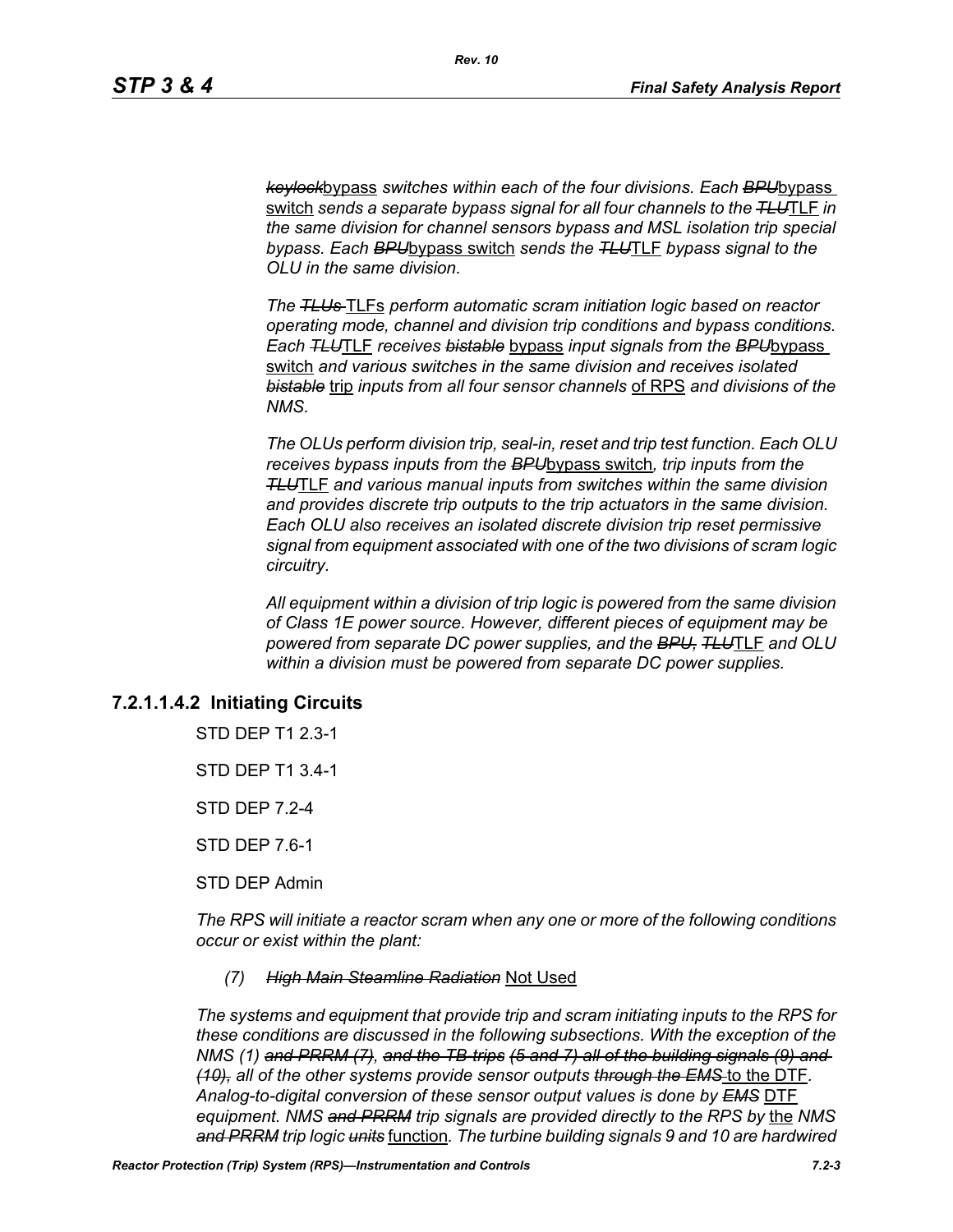*~~keylock~~*bypass *switches within each of the four divisions. Each ~~BPU~~*bypass switch *sends a separate bypass signal for all four channels to the ~~TLU~~*TLF *in the same division for channel sensors bypass and MSL isolation trip special bypass. Each ~~BPU~~*bypass switch *sends the ~~TLU~~*TLF *bypass signal to the OLU in the same division.*

*The ~~TLUs~~* TLFs *perform automatic scram initiation logic based on reactor operating mode, channel and division trip conditions and bypass conditions. Each ~~TLU~~*TLF *receives ~~bistable~~* bypass *input signals from the ~~BPU~~*bypass switch *and various switches in the same division and receives isolated ~~bistable~~* trip *inputs from all four sensor channels* of RPS *and divisions of the NMS.*

*The OLUs perform division trip, seal-in, reset and trip test function. Each OLU receives bypass inputs from the ~~BPU~~*bypass switch*, trip inputs from the ~~TLU~~*TLF *and various manual inputs from switches within the same division and provides discrete trip outputs to the trip actuators in the same division. Each OLU also receives an isolated discrete division trip reset permissive signal from equipment associated with one of the two divisions of scram logic circuitry.*

*All equipment within a division of trip logic is powered from the same division of Class 1E power source. However, different pieces of equipment may be powered from separate DC power supplies, and the ~~BPU,~~ ~~TLU~~*TLF *and OLU within a division must be powered from separate DC power supplies.*

### 7.2.1.1.4.2 Initiating Circuits

STD DEP T1 2.3-1

STD DEP T1 3.4-1

STD DEP 7.2-4

STD DEP 7.6-1

STD DEP Admin

*The RPS will initiate a reactor scram when any one or more of the following conditions occur or exist within the plant:*

(7) *~~High Main Steamline Radiation~~* Not Used

*The systems and equipment that provide trip and scram initiating inputs to the RPS for these conditions are discussed in the following subsections. With the exception of the NMS (1) ~~and PRRM (7)~~, ~~and the TB trips (5 and 7) all of the building signals (9) and (10),~~ all of the other systems provide sensor outputs ~~through the EMS~~* to the DTF*. Analog-to-digital conversion of these sensor output values is done by ~~EMS~~* DTF *equipment. NMS ~~and PRRM~~ trip signals are provided directly to the RPS by* the *NMS ~~and PRRM~~ trip logic ~~units~~* function*. The turbine building signals 9 and 10 are hardwired*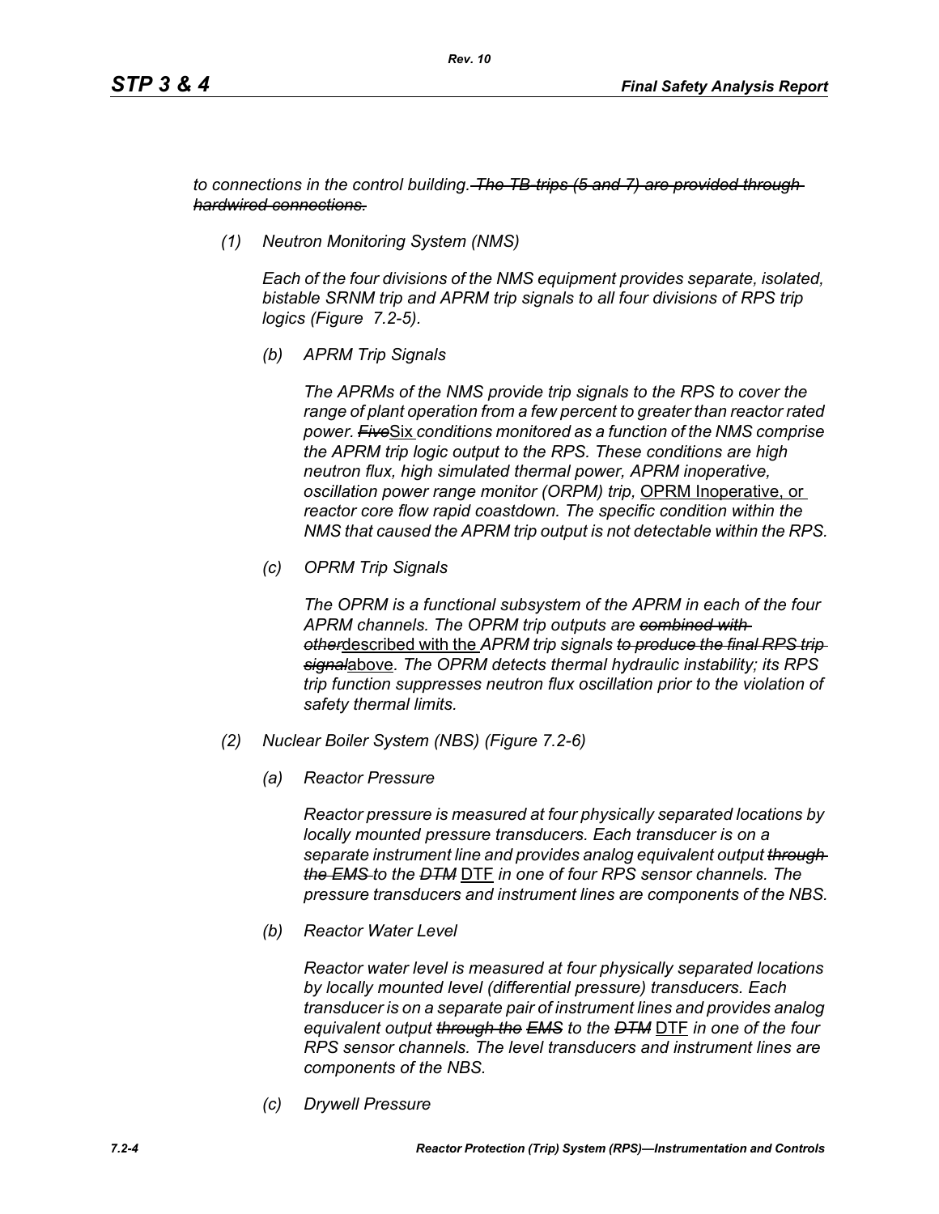*to connections in the control building.~~The TB trips (5 and 7) are provided through hardwired connections.~~*

*(1) Neutron Monitoring System (NMS)*

*Each of the four divisions of the NMS equipment provides separate, isolated, bistable SRNM trip and APRM trip signals to all four divisions of RPS trip logics (Figure 7.2-5).*

*(b) APRM Trip Signals*

*The APRMs of the NMS provide trip signals to the RPS to cover the range of plant operation from a few percent to greater than reactor rated power. ~~Five~~*<u>Six</u> *conditions monitored as a function of the NMS comprise the APRM trip logic output to the RPS. These conditions are high neutron flux, high simulated thermal power, APRM inoperative, oscillation power range monitor (ORPM) trip,* <u>OPRM Inoperative, or</u> *reactor core flow rapid coastdown. The specific condition within the NMS that caused the APRM trip output is not detectable within the RPS.*

*(c) OPRM Trip Signals*

*The OPRM is a functional subsystem of the APRM in each of the four APRM channels. The OPRM trip outputs are ~~combined with other~~*<u>described with the</u> *APRM trip signals ~~to produce the final RPS trip signal~~*<u>above</u>*. The OPRM detects thermal hydraulic instability; its RPS trip function suppresses neutron flux oscillation prior to the violation of safety thermal limits.*

*(2) Nuclear Boiler System (NBS) (Figure 7.2-6)*

*(a) Reactor Pressure*

*Reactor pressure is measured at four physically separated locations by locally mounted pressure transducers. Each transducer is on a separate instrument line and provides analog equivalent output ~~through the EMS~~ to the ~~DTM~~* <u>DTF</u> *in one of four RPS sensor channels. The pressure transducers and instrument lines are components of the NBS.*

*(b) Reactor Water Level*

*Reactor water level is measured at four physically separated locations by locally mounted level (differential pressure) transducers. Each transducer is on a separate pair of instrument lines and provides analog equivalent output ~~through the EMS~~ to the ~~DTM~~* <u>DTF</u> *in one of the four RPS sensor channels. The level transducers and instrument lines are components of the NBS.*

*(c) Drywell Pressure*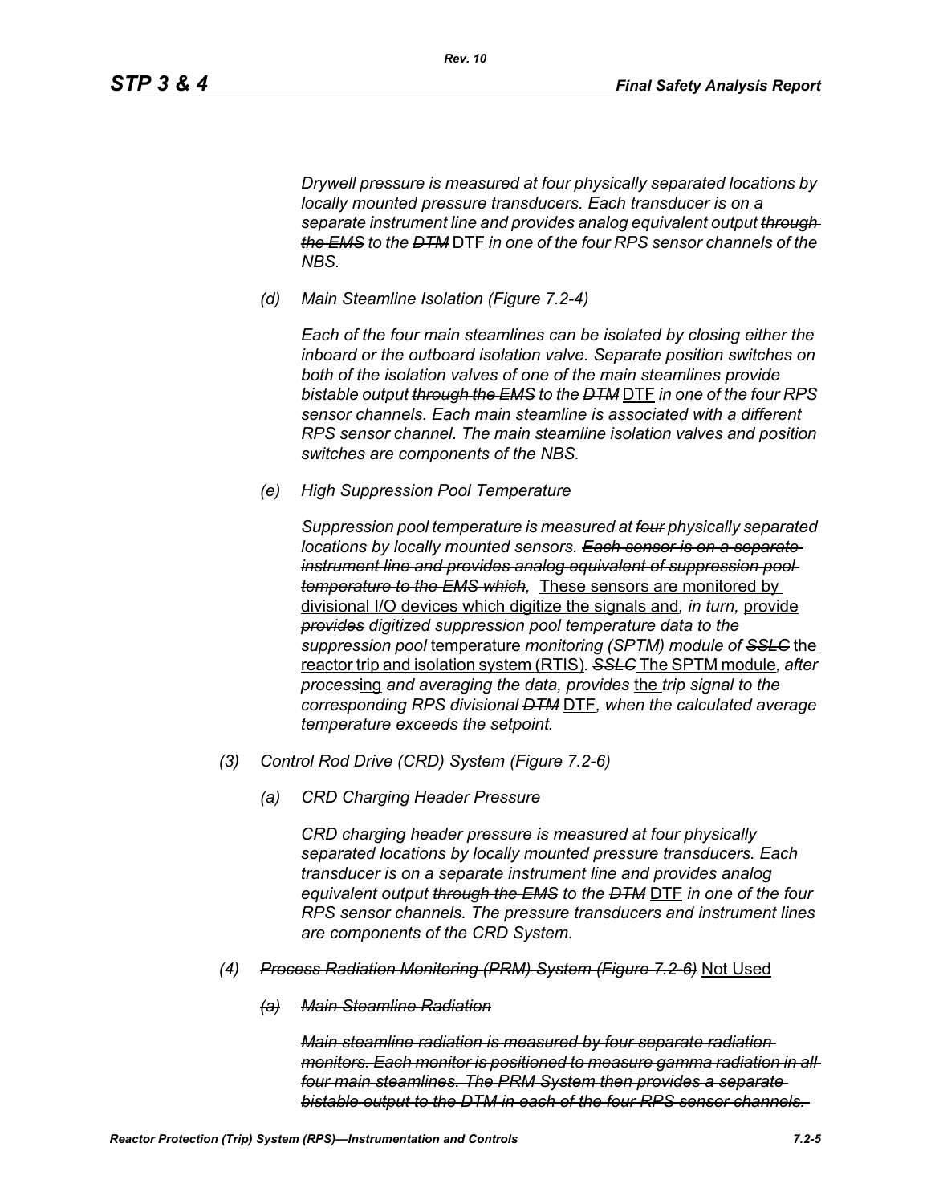*Drywell pressure is measured at four physically separated locations by locally mounted pressure transducers. Each transducer is on a separate instrument line and provides analog equivalent output ~~through the EMS~~ to the ~~DTM~~* DTF *in one of the four RPS sensor channels of the NBS.*

*(d) Main Steamline Isolation (Figure 7.2-4)*

*Each of the four main steamlines can be isolated by closing either the inboard or the outboard isolation valve. Separate position switches on both of the isolation valves of one of the main steamlines provide bistable output ~~through the EMS~~ to the ~~DTM~~* DTF *in one of the four RPS sensor channels. Each main steamline is associated with a different RPS sensor channel. The main steamline isolation valves and position switches are components of the NBS.*

*(e) High Suppression Pool Temperature*

*Suppression pool temperature is measured at ~~four~~ physically separated locations by locally mounted sensors. ~~Each sensor is on a separate instrument line and provides analog equivalent of suppression pool temperature to the EMS which,~~* These sensors are monitored by divisional I/O devices which digitize the signals and*, in turn,* provide *~~provides~~ digitized suppression pool temperature data to the suppression pool* temperature *monitoring (SPTM) module of ~~SSLC~~* the reactor trip and isolation system (RTIS)*. ~~SSLC~~* The SPTM module*, after process*ing *and averaging the data, provides* the *trip signal to the corresponding RPS divisional ~~DTM~~* DTF*, when the calculated average temperature exceeds the setpoint.*

*(3) Control Rod Drive (CRD) System (Figure 7.2-6)*

*(a) CRD Charging Header Pressure*

*CRD charging header pressure is measured at four physically separated locations by locally mounted pressure transducers. Each transducer is on a separate instrument line and provides analog equivalent output ~~through the EMS~~ to the ~~DTM~~* DTF *in one of the four RPS sensor channels. The pressure transducers and instrument lines are components of the CRD System.*

*(4) ~~Process Radiation Monitoring (PRM) System (Figure 7.2-6)~~* Not Used

*~~(a) Main Steamline Radiation~~*

*~~Main steamline radiation is measured by four separate radiation monitors. Each monitor is positioned to measure gamma radiation in all four main steamlines. The PRM System then provides a separate bistable output to the DTM in each of the four RPS sensor channels.~~*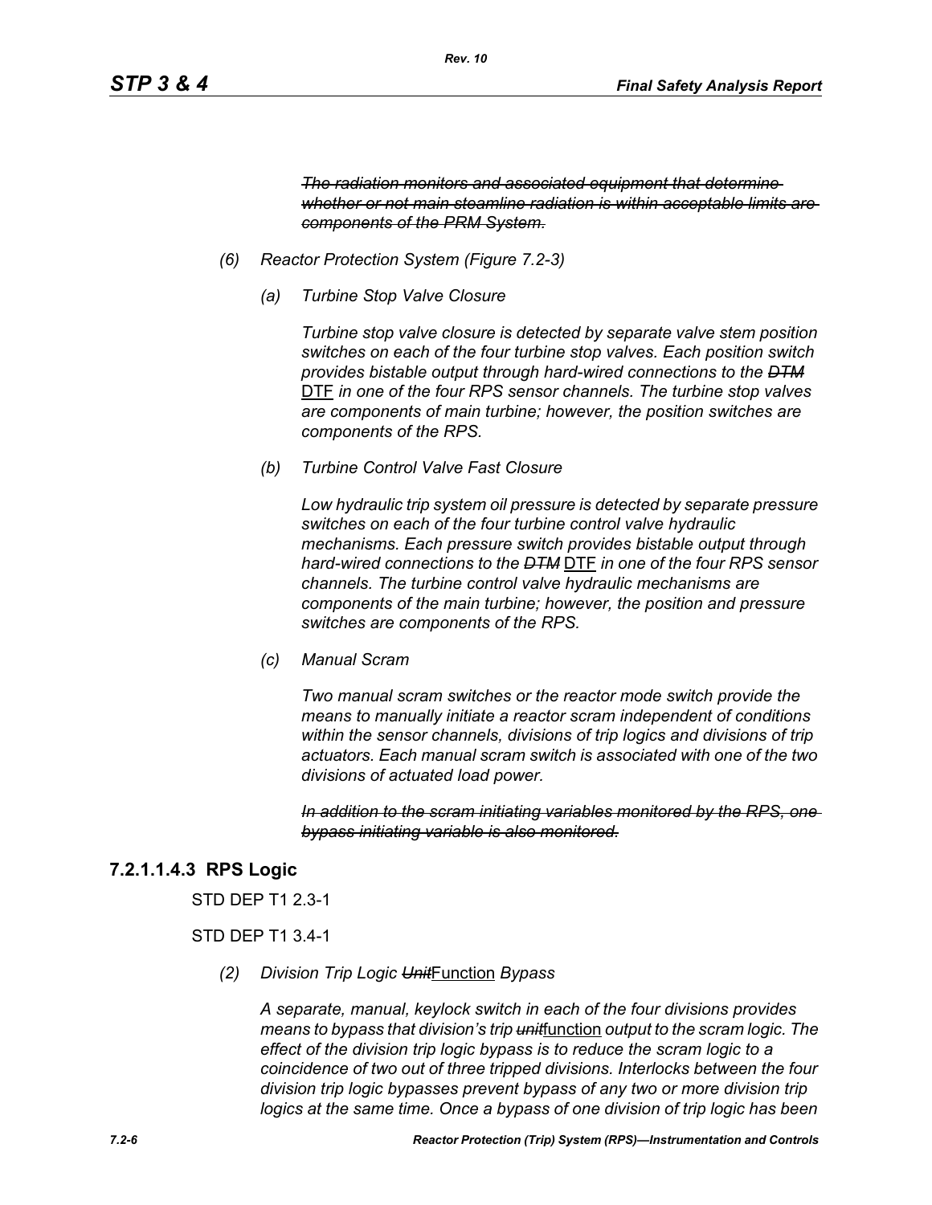*~~The radiation monitors and associated equipment that determine whether or not main steamline radiation is within acceptable limits are components of the PRM System.~~*

*(6) Reactor Protection System (Figure 7.2-3)*

*(a) Turbine Stop Valve Closure*

*Turbine stop valve closure is detected by separate valve stem position switches on each of the four turbine stop valves. Each position switch provides bistable output through hard-wired connections to the ~~DTM~~* <u>DTF</u> *in one of the four RPS sensor channels. The turbine stop valves are components of main turbine; however, the position switches are components of the RPS.*

*(b) Turbine Control Valve Fast Closure*

*Low hydraulic trip system oil pressure is detected by separate pressure switches on each of the four turbine control valve hydraulic mechanisms. Each pressure switch provides bistable output through hard-wired connections to the ~~DTM~~* <u>DTF</u> *in one of the four RPS sensor channels. The turbine control valve hydraulic mechanisms are components of the main turbine; however, the position and pressure switches are components of the RPS.*

*(c) Manual Scram*

*Two manual scram switches or the reactor mode switch provide the means to manually initiate a reactor scram independent of conditions within the sensor channels, divisions of trip logics and divisions of trip actuators. Each manual scram switch is associated with one of the two divisions of actuated load power.*

*~~In addition to the scram initiating variables monitored by the RPS, one bypass initiating variable is also monitored.~~*

### 7.2.1.1.4.3 RPS Logic

STD DEP T1 2.3-1

STD DEP T1 3.4-1

*(2) Division Trip Logic ~~Unit~~*<u>Function</u> *Bypass*

*A separate, manual, keylock switch in each of the four divisions provides means to bypass that division's trip ~~unit~~*<u>function</u> *output to the scram logic. The effect of the division trip logic bypass is to reduce the scram logic to a coincidence of two out of three tripped divisions. Interlocks between the four division trip logic bypasses prevent bypass of any two or more division trip logics at the same time. Once a bypass of one division of trip logic has been*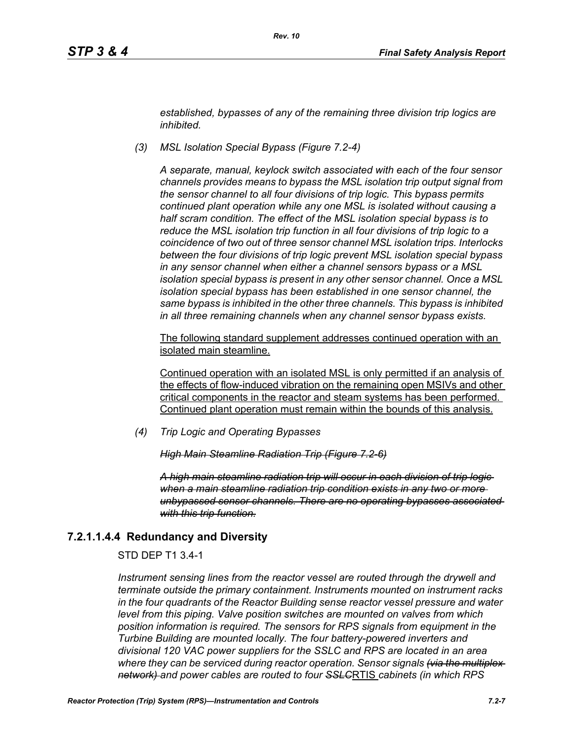*established, bypasses of any of the remaining three division trip logics are inhibited.*

*(3) MSL Isolation Special Bypass (Figure 7.2-4)*

*A separate, manual, keylock switch associated with each of the four sensor channels provides means to bypass the MSL isolation trip output signal from the sensor channel to all four divisions of trip logic. This bypass permits continued plant operation while any one MSL is isolated without causing a half scram condition. The effect of the MSL isolation special bypass is to reduce the MSL isolation trip function in all four divisions of trip logic to a coincidence of two out of three sensor channel MSL isolation trips. Interlocks between the four divisions of trip logic prevent MSL isolation special bypass in any sensor channel when either a channel sensors bypass or a MSL isolation special bypass is present in any other sensor channel. Once a MSL isolation special bypass has been established in one sensor channel, the same bypass is inhibited in the other three channels. This bypass is inhibited in all three remaining channels when any channel sensor bypass exists.*

<u>The following standard supplement addresses continued operation with an isolated main steamline.</u>

<u>Continued operation with an isolated MSL is only permitted if an analysis of the effects of flow-induced vibration on the remaining open MSIVs and other critical components in the reactor and steam systems has been performed. Continued plant operation must remain within the bounds of this analysis.</u>

*(4) Trip Logic and Operating Bypasses*

~~*High Main Steamline Radiation Trip (Figure 7.2-6)*~~

~~*A high main steamline radiation trip will occur in each division of trip logic when a main steamline radiation trip condition exists in any two or more unbypassed sensor channels. There are no operating bypasses associated with this trip function.*~~

### 7.2.1.1.4.4 Redundancy and Diversity

STD DEP T1 3.4-1

*Instrument sensing lines from the reactor vessel are routed through the drywell and terminate outside the primary containment. Instruments mounted on instrument racks in the four quadrants of the Reactor Building sense reactor vessel pressure and water level from this piping. Valve position switches are mounted on valves from which position information is required. The sensors for RPS signals from equipment in the Turbine Building are mounted locally. The four battery-powered inverters and divisional 120 VAC power suppliers for the SSLC and RPS are located in an area where they can be serviced during reactor operation. Sensor signals ~~(via the multiplex network)~~ and power cables are routed to four ~~SSLC~~*<u>RTIS</u> *cabinets (in which RPS*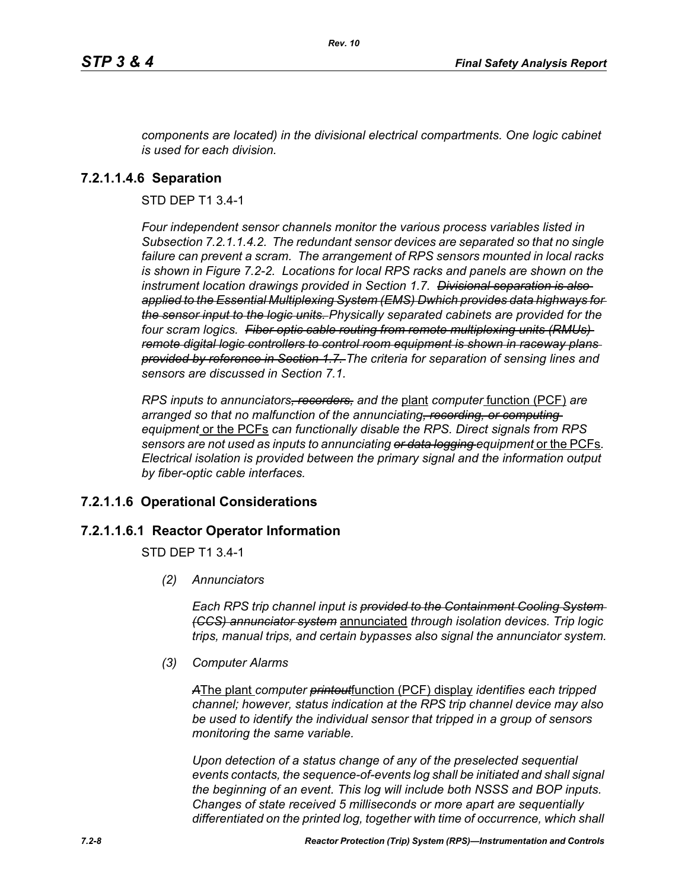*components are located) in the divisional electrical compartments. One logic cabinet is used for each division.*

### 7.2.1.1.4.6 Separation

STD DEP T1 3.4-1

*Four independent sensor channels monitor the various process variables listed in Subsection 7.2.1.1.4.2. The redundant sensor devices are separated so that no single failure can prevent a scram. The arrangement of RPS sensors mounted in local racks is shown in Figure 7.2-2. Locations for local RPS racks and panels are shown on the instrument location drawings provided in Section 1.7. ~~Divisional separation is also applied to the Essential Multiplexing System (EMS) Dwhich provides data highways for the sensor input to the logic units.~~ Physically separated cabinets are provided for the four scram logics. ~~Fiber optic cable routing from remote multiplexing units (RMUs) remote digital logic controllers to control room equipment is shown in raceway plans provided by reference in Section 1.7.~~ The criteria for separation of sensing lines and sensors are discussed in Section 7.1.*

*RPS inputs to annunciators~~, recorders,~~ and the* <u>plant</u> *computer* <u>function (PCF)</u> *are arranged so that no malfunction of the annunciating~~, recording, or computing~~ equipment* <u>or the PCFs</u> *can functionally disable the RPS. Direct signals from RPS sensors are not used as inputs to annunciating ~~or data logging~~ equipment* <u>or the PCFs</u>*. Electrical isolation is provided between the primary signal and the information output by fiber-optic cable interfaces.*

## 7.2.1.1.6 Operational Considerations

### 7.2.1.1.6.1 Reactor Operator Information

STD DEP T1 3.4-1

*(2) Annunciators*

*Each RPS trip channel input is ~~provided to the Containment Cooling System (CCS) annunciator system~~* <u>annunciated</u> *through isolation devices. Trip logic trips, manual trips, and certain bypasses also signal the annunciator system.*

*(3) Computer Alarms*

*~~A~~*<u>The plant</u> *computer ~~printout~~*<u>function (PCF) display</u> *identifies each tripped channel; however, status indication at the RPS trip channel device may also be used to identify the individual sensor that tripped in a group of sensors monitoring the same variable.*

*Upon detection of a status change of any of the preselected sequential events contacts, the sequence-of-events log shall be initiated and shall signal the beginning of an event. This log will include both NSSS and BOP inputs. Changes of state received 5 milliseconds or more apart are sequentially differentiated on the printed log, together with time of occurrence, which shall*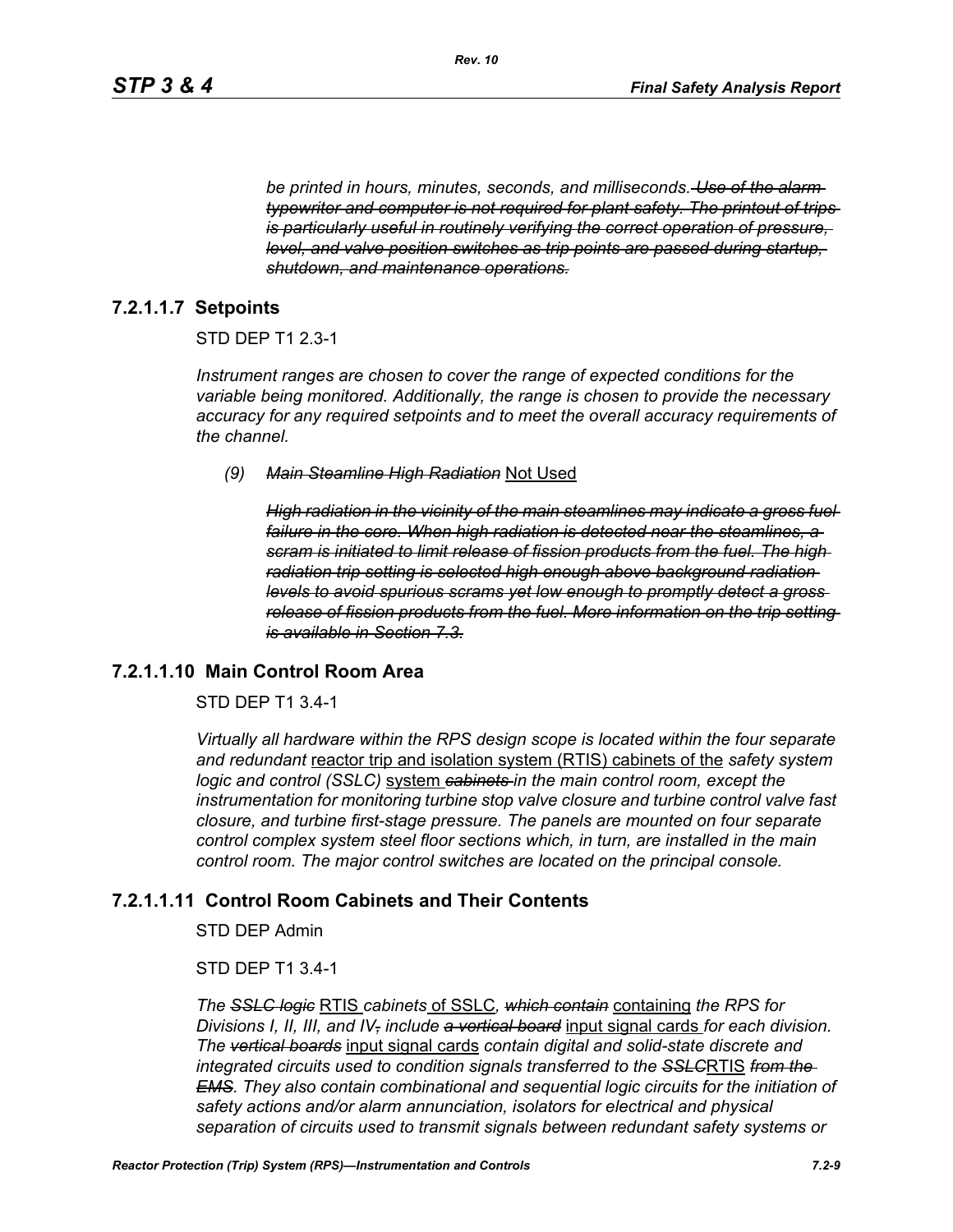*be printed in hours, minutes, seconds, and milliseconds.* ~~*Use of the alarm typewriter and computer is not required for plant safety. The printout of trips is particularly useful in routinely verifying the correct operation of pressure, level, and valve position switches as trip points are passed during startup, shutdown, and maintenance operations.*~~

### 7.2.1.1.7 Setpoints

STD DEP T1 2.3-1

*Instrument ranges are chosen to cover the range of expected conditions for the variable being monitored. Additionally, the range is chosen to provide the necessary accuracy for any required setpoints and to meet the overall accuracy requirements of the channel.*

*(9)* ~~*Main Steamline High Radiation*~~ Not Used

~~*High radiation in the vicinity of the main steamlines may indicate a gross fuel failure in the core. When high radiation is detected near the steamlines, a scram is initiated to limit release of fission products from the fuel. The high radiation trip setting is selected high enough above background radiation levels to avoid spurious scrams yet low enough to promptly detect a gross release of fission products from the fuel. More information on the trip setting is available in Section 7.3.*~~

### 7.2.1.1.10 Main Control Room Area

STD DEP T1 3.4-1

*Virtually all hardware within the RPS design scope is located within the four separate and redundant* reactor trip and isolation system (RTIS) cabinets of the *safety system logic and control (SSLC)* system ~~*cabinets*~~ *in the main control room, except the instrumentation for monitoring turbine stop valve closure and turbine control valve fast closure, and turbine first-stage pressure. The panels are mounted on four separate control complex system steel floor sections which, in turn, are installed in the main control room. The major control switches are located on the principal console.*

### 7.2.1.1.11 Control Room Cabinets and Their Contents

STD DEP Admin

STD DEP T1 3.4-1

*The* ~~*SSLC logic*~~ RTIS *cabinets* of SSLC*,* ~~*which contain*~~ containing *the RPS for Divisions I, II, III, and IV*~~*,*~~ *include* ~~*a vertical board*~~ input signal cards *for each division. The* ~~*vertical boards*~~ input signal cards *contain digital and solid-state discrete and integrated circuits used to condition signals transferred to the* ~~*SSLC*~~RTIS ~~*from the EMS*~~*. They also contain combinational and sequential logic circuits for the initiation of safety actions and/or alarm annunciation, isolators for electrical and physical separation of circuits used to transmit signals between redundant safety systems or*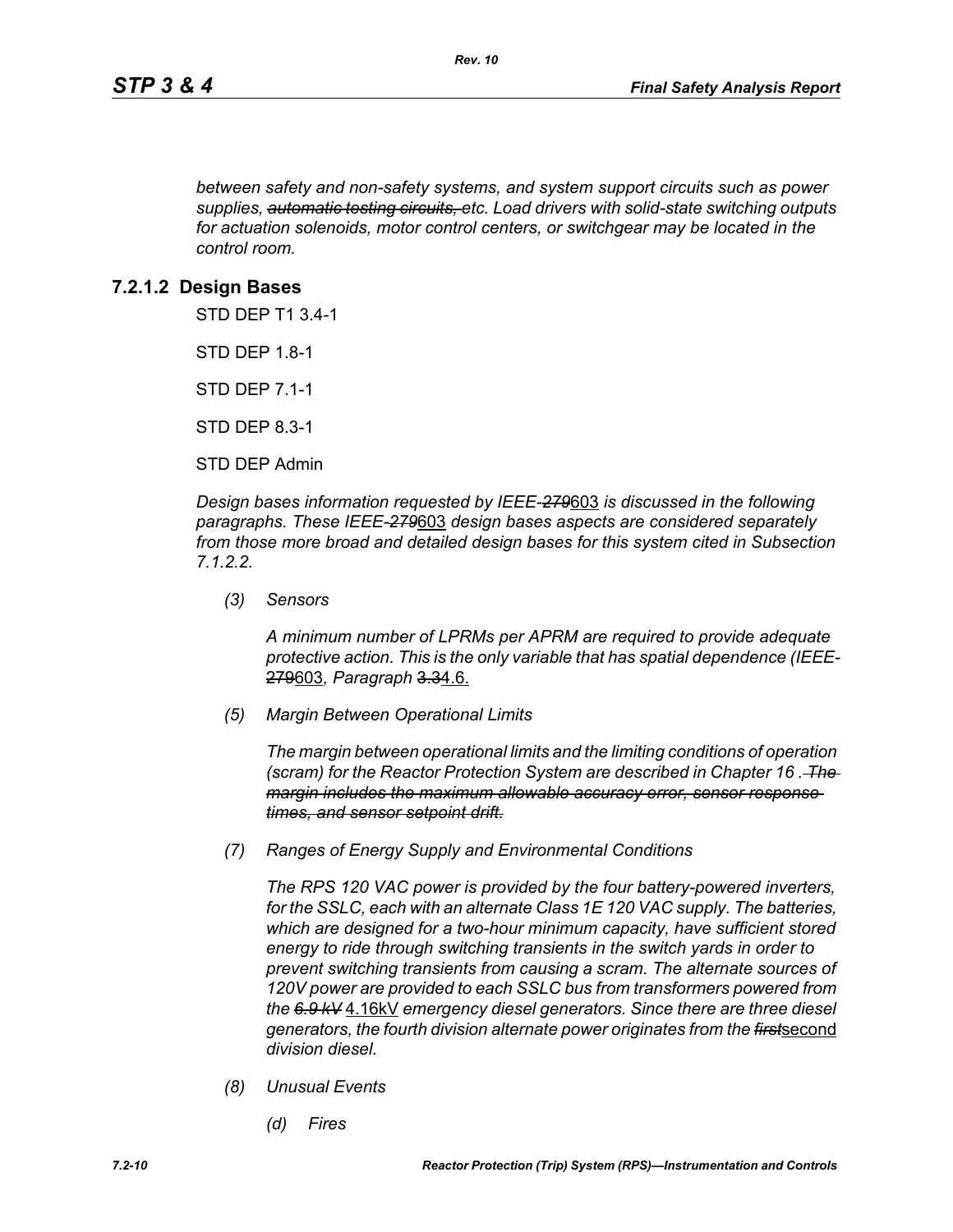*between safety and non-safety systems, and system support circuits such as power supplies, ~~automatic testing circuits,~~ etc. Load drivers with solid-state switching outputs for actuation solenoids, motor control centers, or switchgear may be located in the control room.*

### 7.2.1.2 Design Bases

STD DEP T1 3.4-1

STD DEP 1.8-1

STD DEP 7.1-1

STD DEP 8.3-1

STD DEP Admin

*Design bases information requested by IEEE-~~279~~*603 *is discussed in the following paragraphs. These IEEE-~~279~~*603 *design bases aspects are considered separately from those more broad and detailed design bases for this system cited in Subsection 7.1.2.2.*

*(3) Sensors*

*A minimum number of LPRMs per APRM are required to provide adequate protective action. This is the only variable that has spatial dependence (IEEE-*~~279~~603*, Paragraph* ~~3.3~~4.6.

*(5) Margin Between Operational Limits*

*The margin between operational limits and the limiting conditions of operation (scram) for the Reactor Protection System are described in Chapter 16 . ~~The margin includes the maximum allowable accuracy error, sensor response times, and sensor setpoint drift.~~*

*(7) Ranges of Energy Supply and Environmental Conditions*

*The RPS 120 VAC power is provided by the four battery-powered inverters, for the SSLC, each with an alternate Class 1E 120 VAC supply. The batteries, which are designed for a two-hour minimum capacity, have sufficient stored energy to ride through switching transients in the switch yards in order to prevent switching transients from causing a scram. The alternate sources of 120V power are provided to each SSLC bus from transformers powered from the ~~6.9 kV~~* 4.16kV *emergency diesel generators. Since there are three diesel generators, the fourth division alternate power originates from the ~~first~~*second *division diesel.*

*(8) Unusual Events*

*(d) Fires*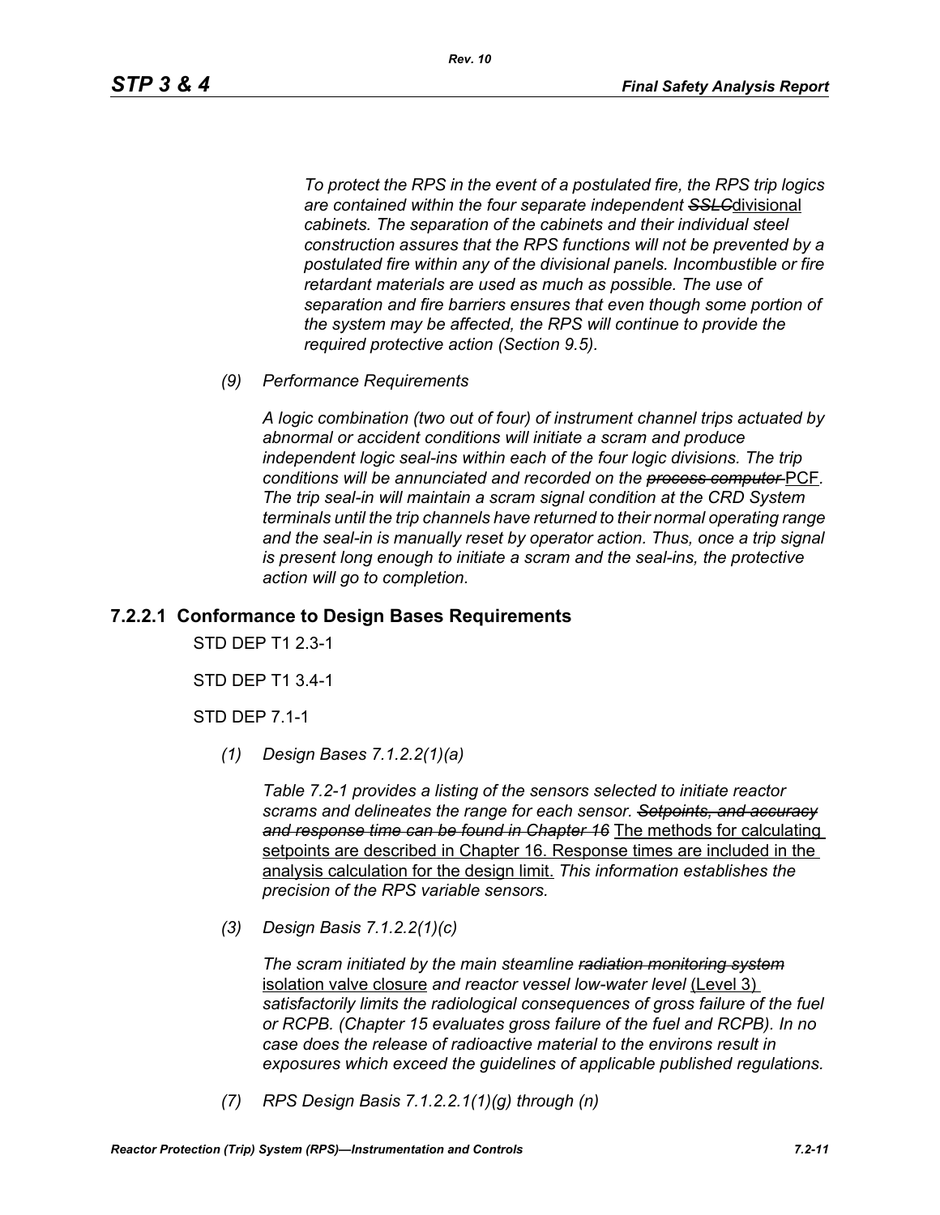*To protect the RPS in the event of a postulated fire, the RPS trip logics are contained within the four separate independent ~~SSLC~~*divisional *cabinets. The separation of the cabinets and their individual steel construction assures that the RPS functions will not be prevented by a postulated fire within any of the divisional panels. Incombustible or fire retardant materials are used as much as possible. The use of separation and fire barriers ensures that even though some portion of the system may be affected, the RPS will continue to provide the required protective action (Section 9.5).*

*(9) Performance Requirements*

*A logic combination (two out of four) of instrument channel trips actuated by abnormal or accident conditions will initiate a scram and produce independent logic seal-ins within each of the four logic divisions. The trip conditions will be annunciated and recorded on the ~~process computer~~* PCF*. The trip seal-in will maintain a scram signal condition at the CRD System terminals until the trip channels have returned to their normal operating range and the seal-in is manually reset by operator action. Thus, once a trip signal is present long enough to initiate a scram and the seal-ins, the protective action will go to completion.*

## 7.2.2.1 Conformance to Design Bases Requirements

STD DEP T1 2.3-1

STD DEP T1 3.4-1

STD DEP 7.1-1

*(1) Design Bases 7.1.2.2(1)(a)*

*Table 7.2-1 provides a listing of the sensors selected to initiate reactor scrams and delineates the range for each sensor. ~~Setpoints, and accuracy and response time can be found in Chapter 16~~* The methods for calculating setpoints are described in Chapter 16. Response times are included in the analysis calculation for the design limit. *This information establishes the precision of the RPS variable sensors.*

*(3) Design Basis 7.1.2.2(1)(c)*

*The scram initiated by the main steamline ~~radiation monitoring system~~* isolation valve closure *and reactor vessel low-water level* (Level 3) *satisfactorily limits the radiological consequences of gross failure of the fuel or RCPB. (Chapter 15 evaluates gross failure of the fuel and RCPB). In no case does the release of radioactive material to the environs result in exposures which exceed the guidelines of applicable published regulations.*

*(7) RPS Design Basis 7.1.2.2.1(1)(g) through (n)*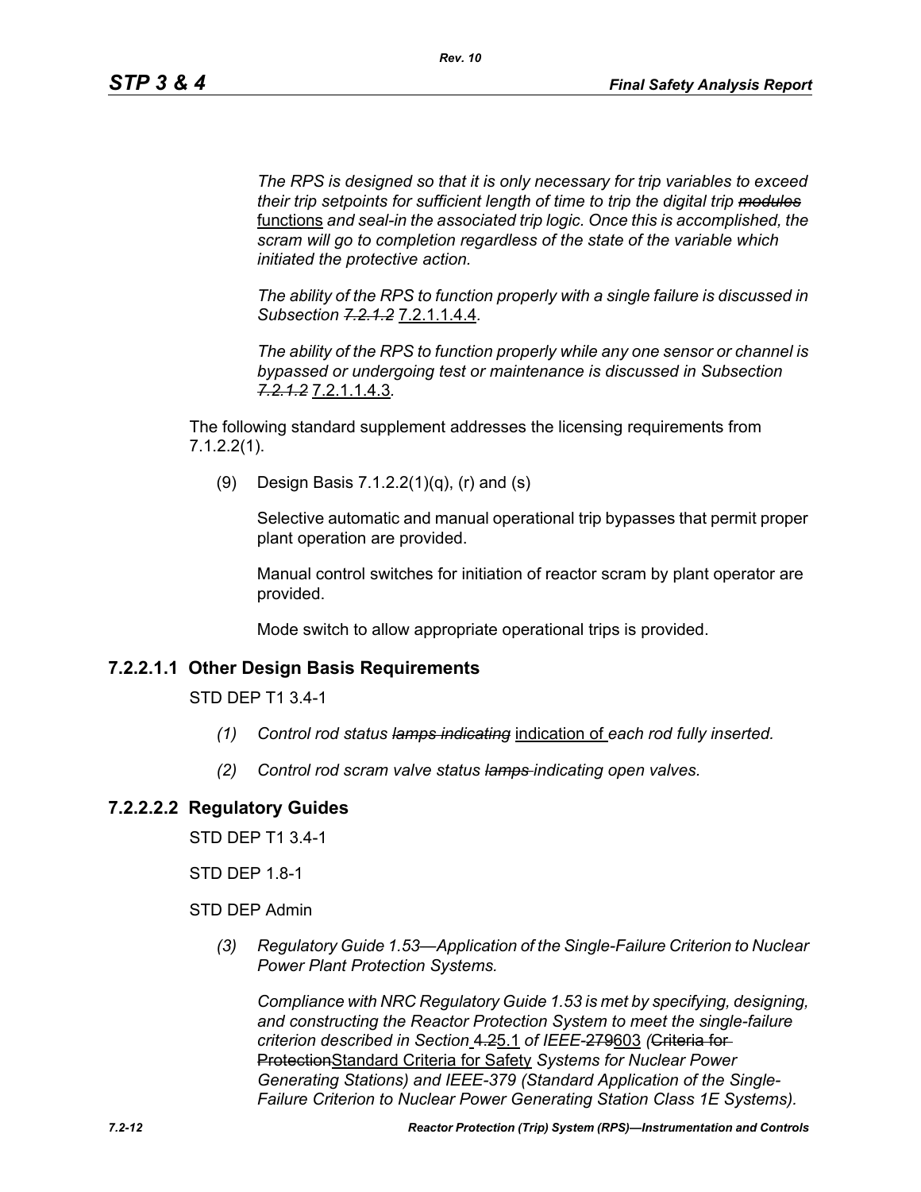*The RPS is designed so that it is only necessary for trip variables to exceed their trip setpoints for sufficient length of time to trip the digital trip ~~modules~~* functions *and seal-in the associated trip logic. Once this is accomplished, the scram will go to completion regardless of the state of the variable which initiated the protective action.*

*The ability of the RPS to function properly with a single failure is discussed in Subsection ~~7.2.1.2~~* 7.2.1.1.4.4*.*

*The ability of the RPS to function properly while any one sensor or channel is bypassed or undergoing test or maintenance is discussed in Subsection ~~7.2.1.2~~* 7.2.1.1.4.3*.*

The following standard supplement addresses the licensing requirements from 7.1.2.2(1).

(9) Design Basis 7.1.2.2(1)(q), (r) and (s)

Selective automatic and manual operational trip bypasses that permit proper plant operation are provided.

Manual control switches for initiation of reactor scram by plant operator are provided.

Mode switch to allow appropriate operational trips is provided.

### 7.2.2.1.1 Other Design Basis Requirements

STD DEP T1 3.4-1

*(1) Control rod status ~~lamps indicating~~* indication of *each rod fully inserted.*

*(2) Control rod scram valve status ~~lamps~~ indicating open valves.*

### 7.2.2.2.2 Regulatory Guides

STD DEP T1 3.4-1

STD DEP 1.8-1

STD DEP Admin

*(3) Regulatory Guide 1.53—Application of the Single-Failure Criterion to Nuclear Power Plant Protection Systems.*

*Compliance with NRC Regulatory Guide 1.53 is met by specifying, designing, and constructing the Reactor Protection System to meet the single-failure criterion described in Section* ~~4.2~~5.1 *of IEEE-~~279~~*603 *(*~~Criteria for Protection~~Standard Criteria for Safety *Systems for Nuclear Power Generating Stations) and IEEE-379 (Standard Application of the Single-Failure Criterion to Nuclear Power Generating Station Class 1E Systems).*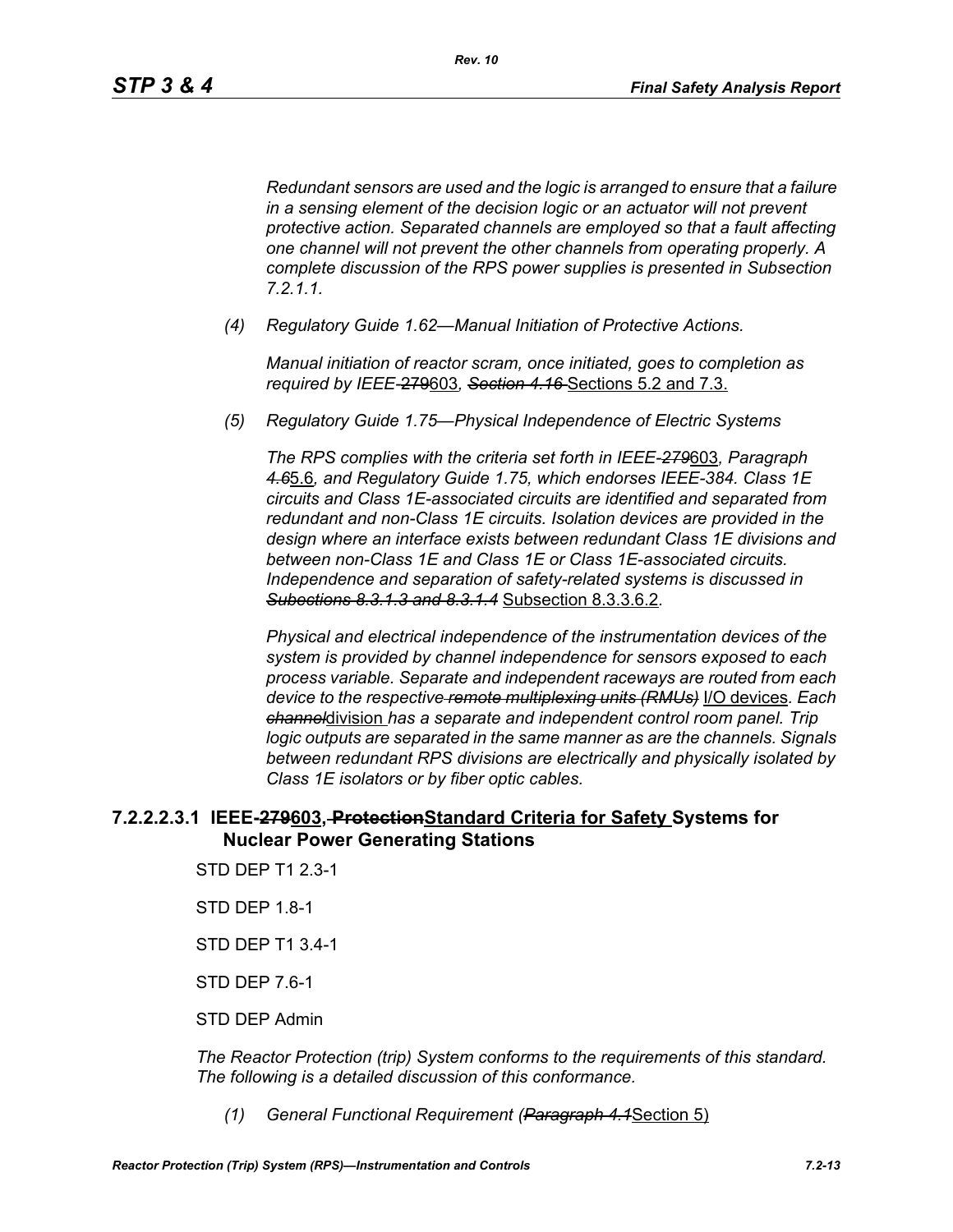*Redundant sensors are used and the logic is arranged to ensure that a failure in a sensing element of the decision logic or an actuator will not prevent protective action. Separated channels are employed so that a fault affecting one channel will not prevent the other channels from operating properly. A complete discussion of the RPS power supplies is presented in Subsection 7.2.1.1.*

*(4) Regulatory Guide 1.62—Manual Initiation of Protective Actions.*

*Manual initiation of reactor scram, once initiated, goes to completion as required by IEEE-~~279~~*603*, ~~Section 4.16~~* Sections 5.2 and 7.3.

*(5) Regulatory Guide 1.75—Physical Independence of Electric Systems*

*The RPS complies with the criteria set forth in IEEE-~~279~~*603*, Paragraph ~~4.6~~*5.6*, and Regulatory Guide 1.75, which endorses IEEE-384. Class 1E circuits and Class 1E-associated circuits are identified and separated from redundant and non-Class 1E circuits. Isolation devices are provided in the design where an interface exists between redundant Class 1E divisions and between non-Class 1E and Class 1E or Class 1E-associated circuits. Independence and separation of safety-related systems is discussed in ~~Subsections 8.3.1.3 and 8.3.1.4~~* Subsection 8.3.3.6.2.

*Physical and electrical independence of the instrumentation devices of the system is provided by channel independence for sensors exposed to each process variable. Separate and independent raceways are routed from each device to the respective ~~remote multiplexing units (RMUs)~~* I/O devices*. Each ~~channel~~*division *has a separate and independent control room panel. Trip logic outputs are separated in the same manner as are the channels. Signals between redundant RPS divisions are electrically and physically isolated by Class 1E isolators or by fiber optic cables.*

#### 7.2.2.2.3.1 IEEE-~~279~~603, ~~Protection~~Standard Criteria for Safety Systems for Nuclear Power Generating Stations

STD DEP T1 2.3-1

STD DEP 1.8-1

STD DEP T1 3.4-1

STD DEP 7.6-1

STD DEP Admin

*The Reactor Protection (trip) System conforms to the requirements of this standard. The following is a detailed discussion of this conformance.*

*(1) General Functional Requirement (~~Paragraph 4.1~~*Section 5)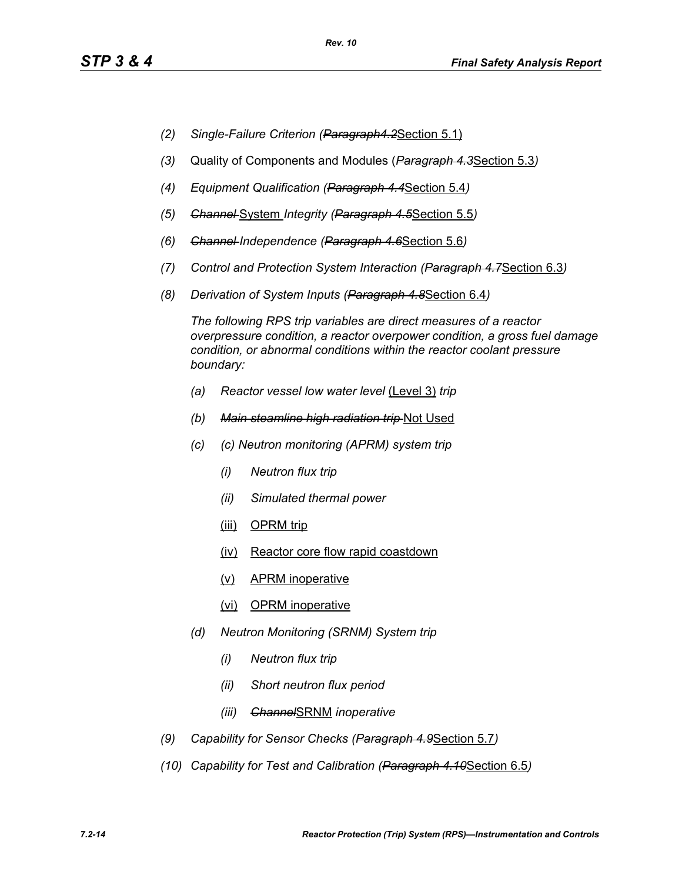- (2) *Single-Failure Criterion (~~Paragraph4.2~~*<u>Section 5.1)</u>
- *(3)* Quality of Components and Modules (*~~Paragraph 4.3~~*<u>Section 5.3</u>*)*
- *(4) Equipment Qualification (~~Paragraph 4.4~~*<u>Section 5.4</u>*)*
- *(5) ~~Channel~~* <u>System</u> *Integrity (~~Paragraph 4.5~~*<u>Section 5.5</u>*)*
- *(6) ~~Channel~~ Independence (~~Paragraph 4.6~~*<u>Section 5.6</u>*)*
- *(7) Control and Protection System Interaction (~~Paragraph 4.7~~*<u>Section 6.3</u>*)*
- *(8) Derivation of System Inputs (~~Paragraph 4.8~~*<u>Section 6.4</u>*)*

  *The following RPS trip variables are direct measures of a reactor overpressure condition, a reactor overpower condition, a gross fuel damage condition, or abnormal conditions within the reactor coolant pressure boundary:*

  - *(a) Reactor vessel low water level* <u>(Level 3)</u> *trip*
  - *(b) ~~Main steamline high radiation trip~~* <u>Not Used</u>
  - *(c) (c) Neutron monitoring (APRM) system trip*
    - *(i) Neutron flux trip*
    - *(ii) Simulated thermal power*
    - <u>(iii) OPRM trip</u>
    - <u>(iv) Reactor core flow rapid coastdown</u>
    - <u>(v) APRM inoperative</u>
    - <u>(vi) OPRM inoperative</u>
  - *(d) Neutron Monitoring (SRNM) System trip*
    - *(i) Neutron flux trip*
    - *(ii) Short neutron flux period*
    - *(iii) ~~Channel~~*<u>SRNM</u> *inoperative*
- *(9) Capability for Sensor Checks (~~Paragraph 4.9~~*<u>Section 5.7</u>*)*
- *(10) Capability for Test and Calibration (~~Paragraph 4.10~~*<u>Section 6.5</u>*)*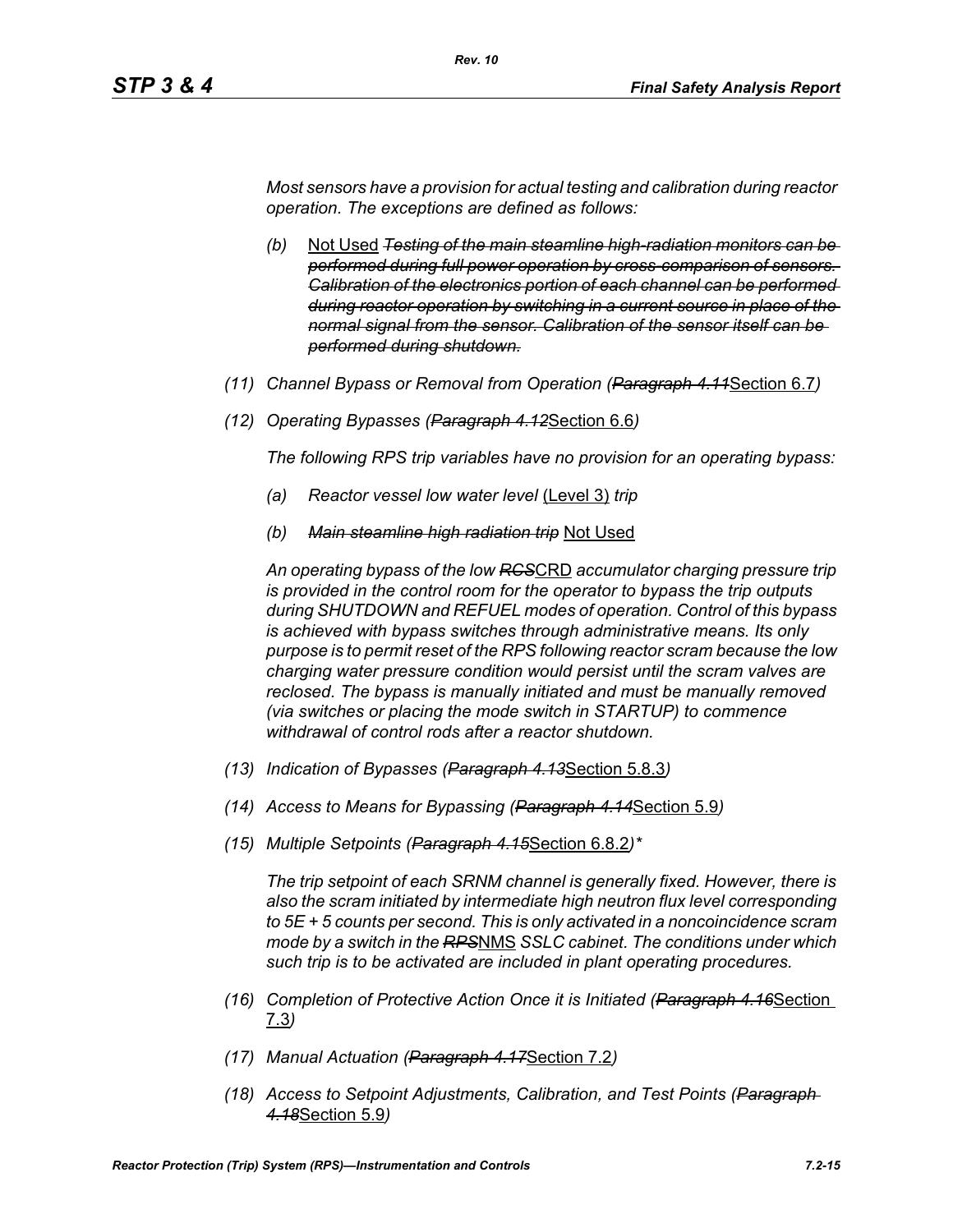*Most sensors have a provision for actual testing and calibration during reactor operation. The exceptions are defined as follows:*

- *(b)* Not Used ~~*Testing of the main steamline high-radiation monitors can be performed during full power operation by cross-comparison of sensors. Calibration of the electronics portion of each channel can be performed during reactor operation by switching in a current source in place of the normal signal from the sensor. Calibration of the sensor itself can be performed during shutdown.*~~

*(11) Channel Bypass or Removal from Operation (~~Paragraph 4.11~~*Section 6.7*)*

*(12) Operating Bypasses (~~Paragraph 4.12~~*Section 6.6*)*

*The following RPS trip variables have no provision for an operating bypass:*

- *(a) Reactor vessel low water level* (Level 3) *trip*
- *(b)* ~~*Main steamline high radiation trip*~~ Not Used

*An operating bypass of the low ~~RCS~~*CRD *accumulator charging pressure trip is provided in the control room for the operator to bypass the trip outputs during SHUTDOWN and REFUEL modes of operation. Control of this bypass is achieved with bypass switches through administrative means. Its only purpose is to permit reset of the RPS following reactor scram because the low charging water pressure condition would persist until the scram valves are reclosed. The bypass is manually initiated and must be manually removed (via switches or placing the mode switch in STARTUP) to commence withdrawal of control rods after a reactor shutdown.*

*(13) Indication of Bypasses (~~Paragraph 4.13~~*Section 5.8.3*)*

*(14) Access to Means for Bypassing (~~Paragraph 4.14~~*Section 5.9*)*

*(15) Multiple Setpoints (~~Paragraph 4.15~~*Section 6.8.2*)\**

*The trip setpoint of each SRNM channel is generally fixed. However, there is also the scram initiated by intermediate high neutron flux level corresponding to 5E + 5 counts per second. This is only activated in a noncoincidence scram mode by a switch in the ~~RPS~~*NMS *SSLC cabinet. The conditions under which such trip is to be activated are included in plant operating procedures.*

*(16) Completion of Protective Action Once it is Initiated (~~Paragraph 4.16~~*Section 7.3*)*

*(17) Manual Actuation (~~Paragraph 4.17~~*Section 7.2*)*

*(18) Access to Setpoint Adjustments, Calibration, and Test Points (~~Paragraph 4.18~~*Section 5.9*)*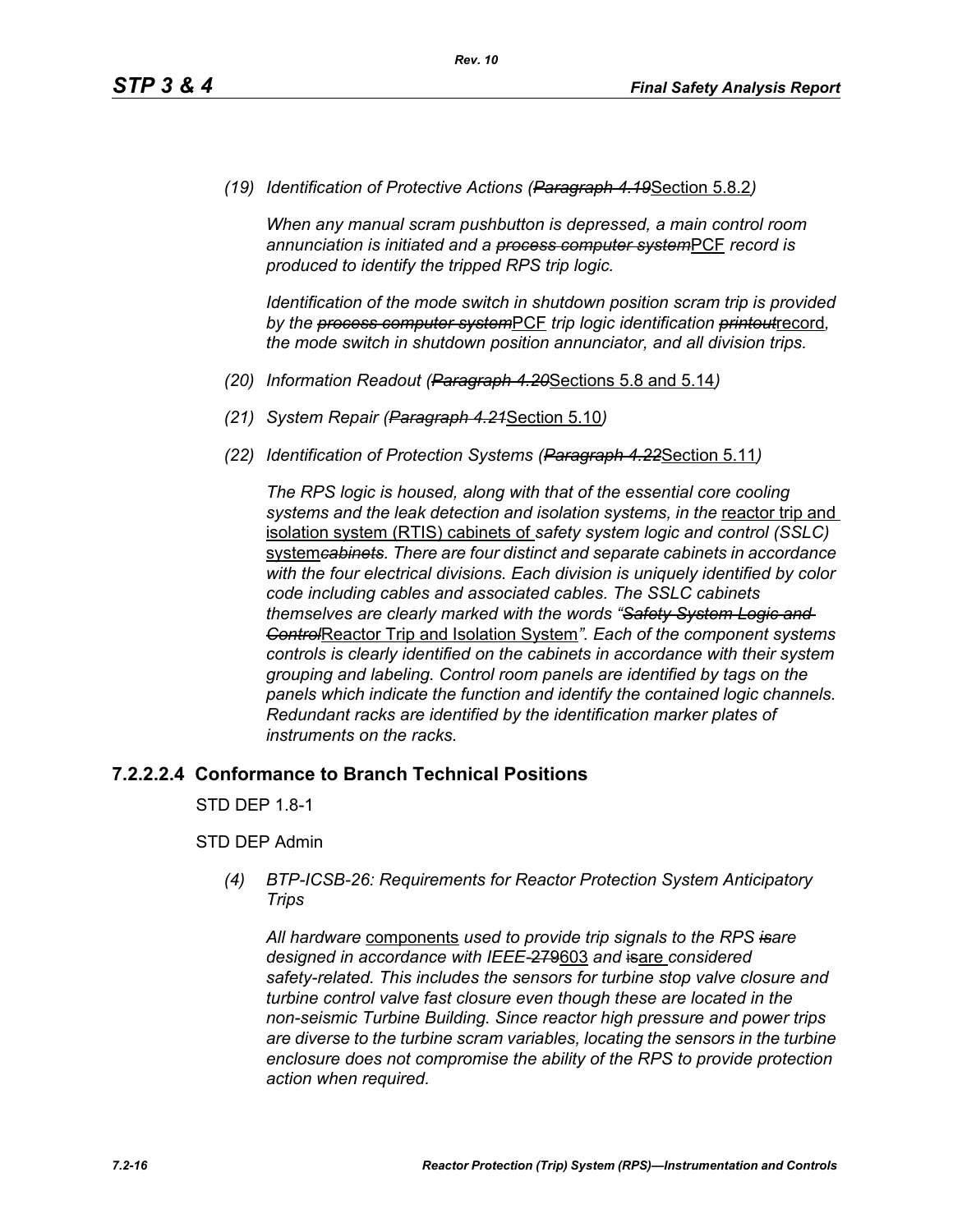*(19) Identification of Protective Actions (~~Paragraph 4.19~~Section 5.8.2)*

*When any manual scram pushbutton is depressed, a main control room annunciation is initiated and a ~~process computer system~~PCF record is produced to identify the tripped RPS trip logic.*

*Identification of the mode switch in shutdown position scram trip is provided by the ~~process computer system~~PCF trip logic identification ~~printout~~record, the mode switch in shutdown position annunciator, and all division trips.*

*(20) Information Readout (~~Paragraph 4.20~~Sections 5.8 and 5.14)*

*(21) System Repair (~~Paragraph 4.21~~Section 5.10)*

*(22) Identification of Protection Systems (~~Paragraph 4.22~~Section 5.11)*

*The RPS logic is housed, along with that of the essential core cooling systems and the leak detection and isolation systems, in the* reactor trip and isolation system (RTIS) cabinets of *safety system logic and control (SSLC)* system~~*cabinets*~~*. There are four distinct and separate cabinets in accordance with the four electrical divisions. Each division is uniquely identified by color code including cables and associated cables. The SSLC cabinets themselves are clearly marked with the words "~~Safety System Logic and Control~~*Reactor Trip and Isolation System*". Each of the component systems controls is clearly identified on the cabinets in accordance with their system grouping and labeling. Control room panels are identified by tags on the panels which indicate the function and identify the contained logic channels. Redundant racks are identified by the identification marker plates of instruments on the racks.*

### 7.2.2.2.4 Conformance to Branch Technical Positions

STD DEP 1.8-1

STD DEP Admin

*(4) BTP-ICSB-26: Requirements for Reactor Protection System Anticipatory Trips*

*All hardware* components *used to provide trip signals to the RPS ~~is~~are designed in accordance with IEEE-~~279~~*603 *and* ~~is~~are *considered safety-related. This includes the sensors for turbine stop valve closure and turbine control valve fast closure even though these are located in the non-seismic Turbine Building. Since reactor high pressure and power trips are diverse to the turbine scram variables, locating the sensors in the turbine enclosure does not compromise the ability of the RPS to provide protection action when required.*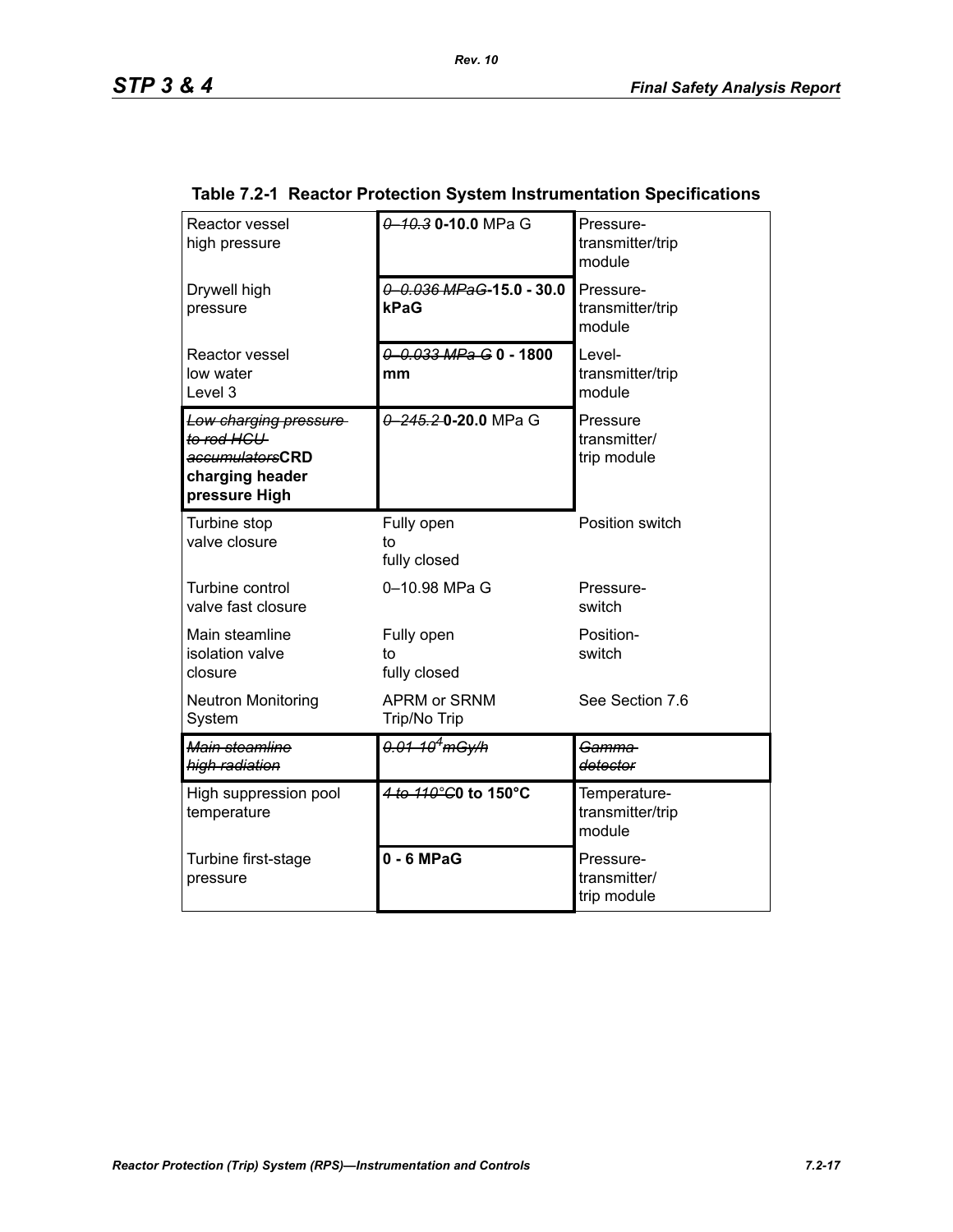**Table 7.2-1 Reactor Protection System Instrumentation Specifications**

| | | |
|---|---|---|
| Reactor vessel high pressure | ~~0–10.3~~ **0-10.0** MPa G | Pressure-transmitter/trip module |
| Drywell high pressure | ~~0–0.036 MPaG~~ **-15.0 - 30.0 kPaG** | Pressure-transmitter/trip module |
| Reactor vessel low water Level 3 | ~~0–0.033 MPa G~~ **0 - 1800 mm** | Level-transmitter/trip module |
| ~~Low charging pressure to rod HCU accumulators~~ **CRD charging header pressure High** | ~~0–245.2~~ **0-20.0** MPa G | Pressure transmitter/ trip module |
| Turbine stop valve closure | Fully open to fully closed | Position switch |
| Turbine control valve fast closure | 0–10.98 MPa G | Pressure-switch |
| Main steamline isolation valve closure | Fully open to fully closed | Position-switch |
| Neutron Monitoring System | APRM or SRNM Trip/No Trip | See Section 7.6 |
| ~~*Main steamline high radiation*~~ | ~~*0.01–10$^4$ mGy/h*~~ | ~~*Gamma detector*~~ |
| High suppression pool temperature | ~~*4 to 110°C*~~ **0 to 150°C** | Temperature-transmitter/trip module |
| Turbine first-stage pressure | **0 - 6 MPaG** | Pressure-transmitter/ trip module |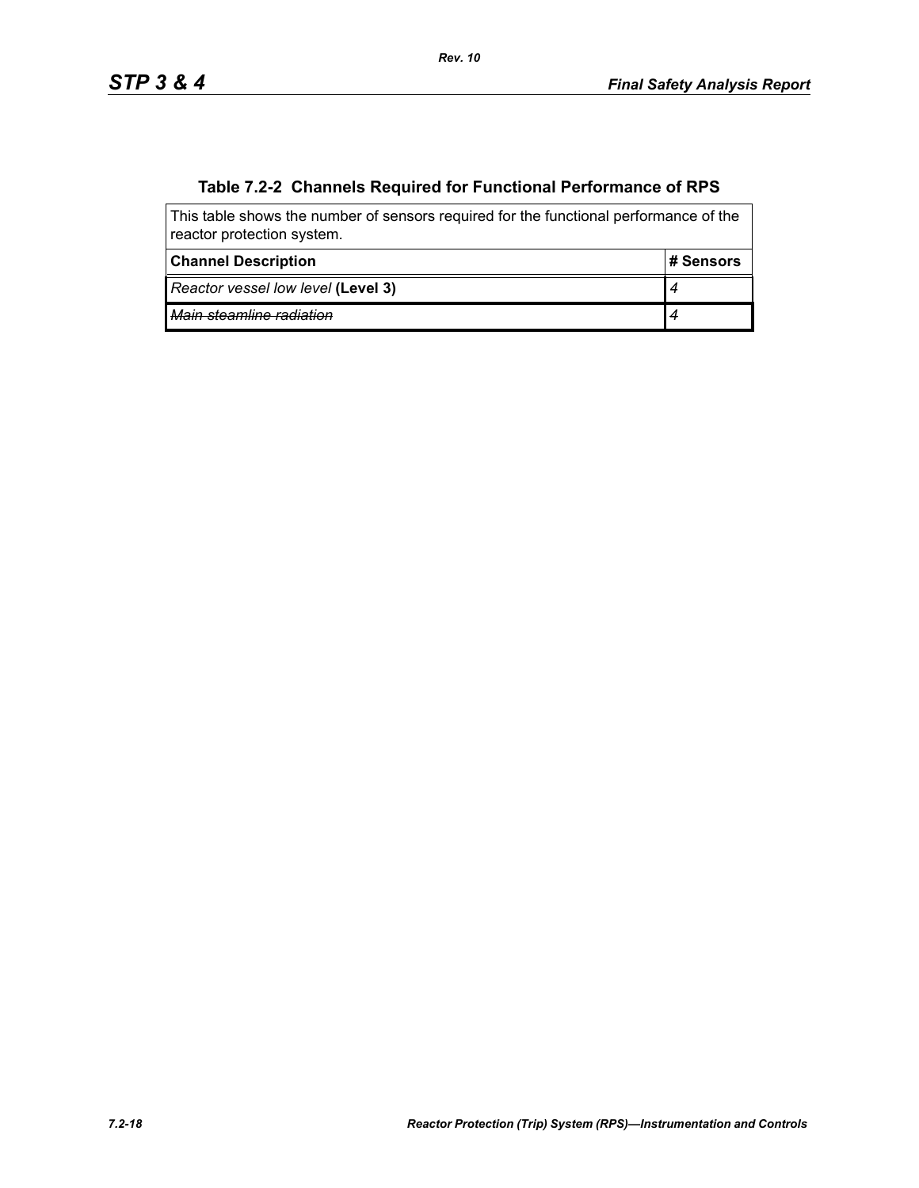**Table 7.2-2 Channels Required for Functional Performance of RPS**

| This table shows the number of sensors required for the functional performance of the reactor protection system. | |
|---|---|
| **Channel Description** | **# Sensors** |
| *Reactor vessel low level* **(Level 3)** | *4* |
| ~~*Main steamline radiation*~~ | ~~*4*~~ |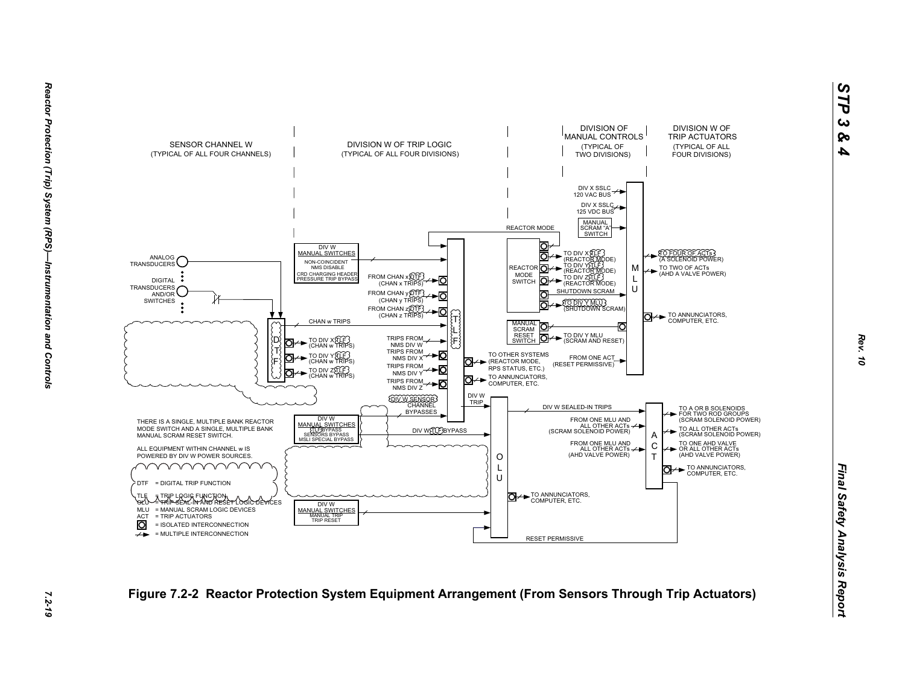SENSOR CHANNEL W
(TYPICAL OF ALL FOUR CHANNELS)

DIVISION W OF TRIP LOGIC
(TYPICAL OF ALL FOUR DIVISIONS)

DIVISION OF MANUAL CONTROLS
(TYPICAL OF TWO DIVISIONS)

DIVISION W OF TRIP ACTUATORS
(TYPICAL OF ALL FOUR DIVISIONS)

ANALOG TRANSDUCERS

DIGITAL TRANSDUCERS AND/OR SWITCHES

DTF

CHAN w TRIPS

TO DIV X TLF (CHAN w TRIPS)

TO DIV Y TLF (CHAN w TRIPS)

TO DIV Z TLF (CHAN w TRIPS)

DIV W MANUAL SWITCHES
NON-COINCIDENT NMS DISABLE
CRD CHARGING HEADER PRESSURE TRIP BYPASS

FROM CHAN x DTF (CHAN x TRIPS)

FROM CHAN y DTF (CHAN y TRIPS)

FROM CHAN z DTF (CHAN z TRIPS)

TRIPS FROM NMS DIV W

TRIPS FROM NMS DIV X

TRIPS FROM NMS DIV Y

TRIPS FROM NMS DIV Z

TLF

DIV W SENSOR CHANNEL BYPASSES

TO OTHER SYSTEMS (REACTOR MODE, RPS STATUS, ETC.)

TO ANNUNCIATORS, COMPUTER, ETC.

REACTOR MODE

REACTOR MODE SWITCH

TO DIV X TLF (REACTOR MODE)

TO DIV Y TLF (REACTOR MODE)

TO DIV Z TLF (REACTOR MODE)

SHUTDOWN SCRAM

TO DIV Y MLU (SHUTDOWN SCRAM)

MANUAL SCRAM RESET SWITCH

TO DIV Y MLU (SCRAM AND RESET)

DIV X SSLC 120 VAC BUS

DIV X SSLC 125 VDC BUS

MANUAL SCRAM "A" SWITCH

MLU

TO FOUR OF ACTs (A SOLENOID POWER)

TO TWO OF ACTs (AHD A VALVE POWER)

TO ANNUNCIATORS, COMPUTER, ETC.

FROM ONE ACT (RESET PERMISSIVE)

DIV W TRIP

DIV W MANUAL SWITCHES
TLF BYPASS
SENSORS BYPASS
MSLI SPECIAL BYPASS

DIV W TLF BYPASS

OLU

DIV W SEALED-IN TRIPS

FROM ONE MLU AND ALL OTHER ACTs (SCRAM SOLENOID POWER)

FROM ONE MLU AND ALL OTHER ACTs (AHD VALVE POWER)

ACT

TO A OR B SOLENOIDS FOR TWO ROD GROUPS (SCRAM SOLENOID POWER)

TO ALL OTHER ACTs (SCRAM SOLENOID POWER)

TO ONE AHD VALVE OR ALL OTHER ACTs (AHD VALVE POWER)

TO ANNUNCIATORS, COMPUTER, ETC.

TO ANNUNCIATORS, COMPUTER, ETC.

DIV W MANUAL SWITCHES
MANUAL TRIP
TRIP RESET

RESET PERMISSIVE

THERE IS A SINGLE, MULTIPLE BANK REACTOR MODE SWITCH AND A SINGLE, MULTIPLE BANK MANUAL SCRAM RESET SWITCH.

ALL EQUIPMENT WITHIN CHANNEL w IS POWERED BY DIV W POWER SOURCES.

DTF = DIGITAL TRIP FUNCTION
TLF = TRIP LOGIC FUNCTION
OLU = TRIP SEAL-IN AND RESET LOGIC DEVICES
MLU = MANUAL SCRAM LOGIC DEVICES
ACT = TRIP ACTUATORS
[O] = ISOLATED INTERCONNECTION
-/-> = MULTIPLE INTERCONNECTION

**Figure 7.2-2 Reactor Protection System Equipment Arrangement (From Sensors Through Trip Actuators)**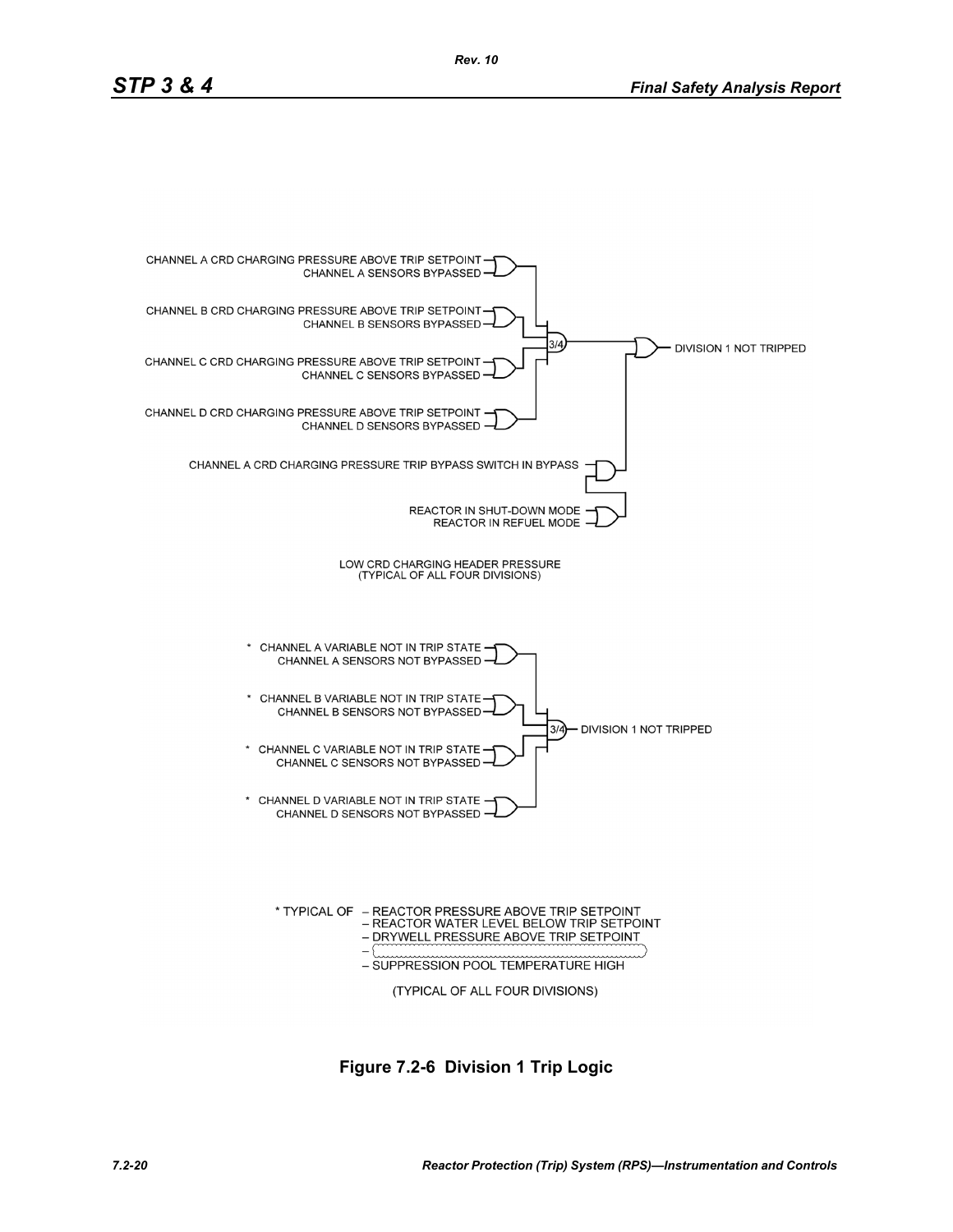CHANNEL A CRD CHARGING PRESSURE ABOVE TRIP SETPOINT
CHANNEL A SENSORS BYPASSED

CHANNEL B CRD CHARGING PRESSURE ABOVE TRIP SETPOINT
CHANNEL B SENSORS BYPASSED

CHANNEL C CRD CHARGING PRESSURE ABOVE TRIP SETPOINT
CHANNEL C SENSORS BYPASSED

CHANNEL D CRD CHARGING PRESSURE ABOVE TRIP SETPOINT
CHANNEL D SENSORS BYPASSED

3/4

DIVISION 1 NOT TRIPPED

CHANNEL A CRD CHARGING PRESSURE TRIP BYPASS SWITCH IN BYPASS

REACTOR IN SHUT-DOWN MODE
REACTOR IN REFUEL MODE

LOW CRD CHARGING HEADER PRESSURE
(TYPICAL OF ALL FOUR DIVISIONS)

* CHANNEL A VARIABLE NOT IN TRIP STATE
CHANNEL A SENSORS NOT BYPASSED

* CHANNEL B VARIABLE NOT IN TRIP STATE
CHANNEL B SENSORS NOT BYPASSED

* CHANNEL C VARIABLE NOT IN TRIP STATE
CHANNEL C SENSORS NOT BYPASSED

* CHANNEL D VARIABLE NOT IN TRIP STATE
CHANNEL D SENSORS NOT BYPASSED

3/4

DIVISION 1 NOT TRIPPED

* TYPICAL OF
- REACTOR PRESSURE ABOVE TRIP SETPOINT
- REACTOR WATER LEVEL BELOW TRIP SETPOINT
- DRYWELL PRESSURE ABOVE TRIP SETPOINT
-
- SUPPRESSION POOL TEMPERATURE HIGH

(TYPICAL OF ALL FOUR DIVISIONS)

**Figure 7.2-6 Division 1 Trip Logic**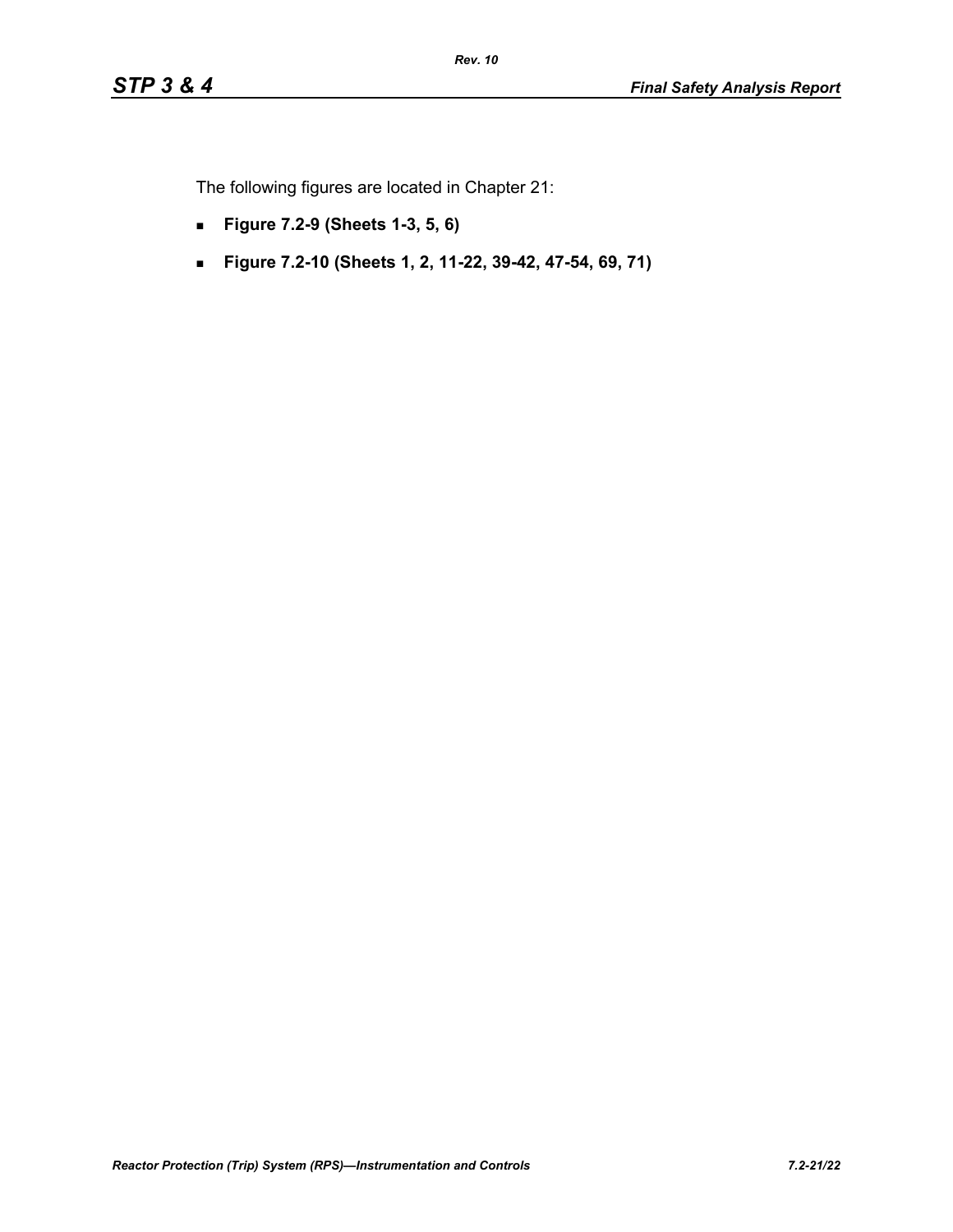The following figures are located in Chapter 21:

- **Figure 7.2-9 (Sheets 1-3, 5, 6)**
- **Figure 7.2-10 (Sheets 1, 2, 11-22, 39-42, 47-54, 69, 71)**